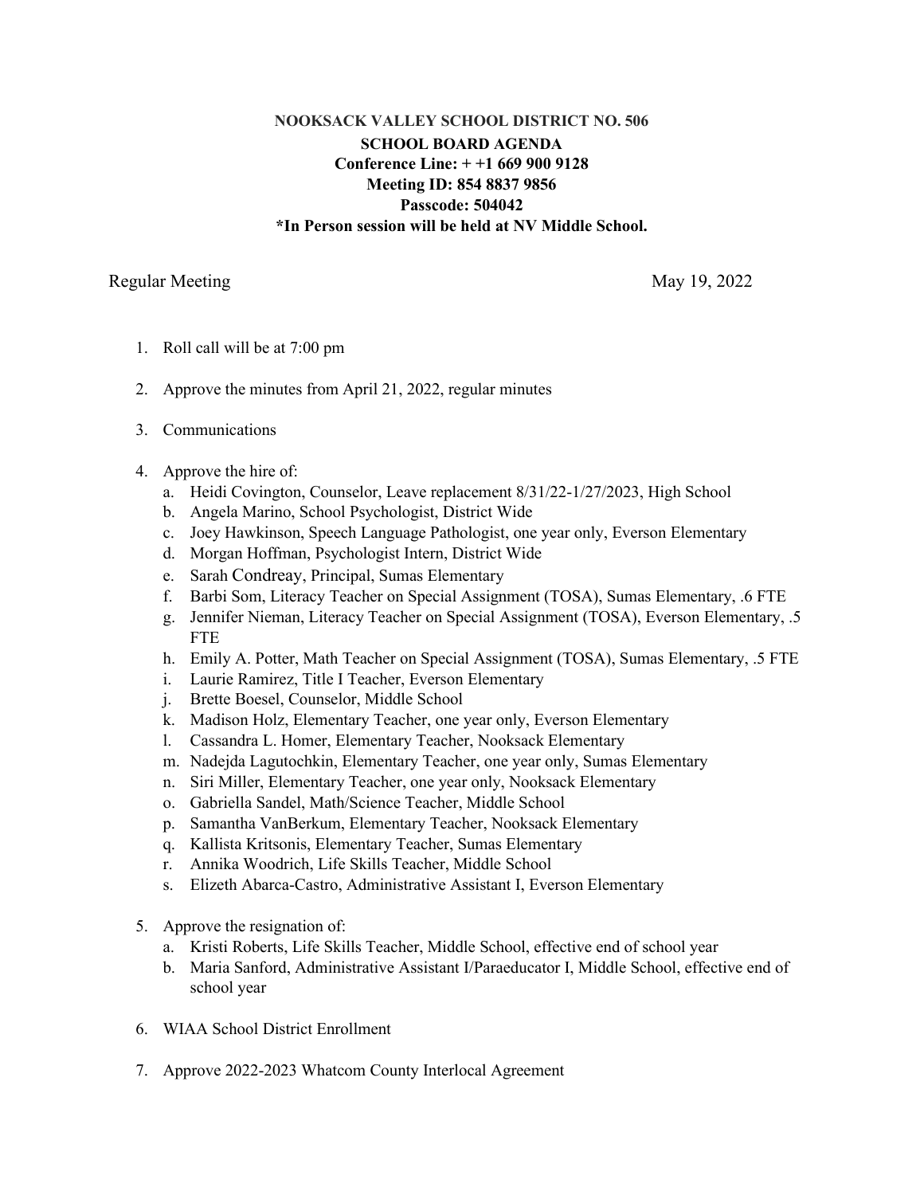**NOOKSACK VALLEY SCHOOL DISTRICT NO. 506**

**SCHOOL BOARD AGENDA**

**Conference Line: + +1 669 900 9128**

**Meeting ID: 854 8837 9856**

**Passcode: 504042**

***In Person session will be held at NV Middle School.**

Regular Meeting May 19, 2022

1. Roll call will be at 7:00 pm

2. Approve the minutes from April 21, 2022, regular minutes

3. Communications

4. Approve the hire of:
   a. Heidi Covington, Counselor, Leave replacement 8/31/22-1/27/2023, High School
   b. Angela Marino, School Psychologist, District Wide
   c. Joey Hawkinson, Speech Language Pathologist, one year only, Everson Elementary
   d. Morgan Hoffman, Psychologist Intern, District Wide
   e. Sarah Condreay, Principal, Sumas Elementary
   f. Barbi Som, Literacy Teacher on Special Assignment (TOSA), Sumas Elementary, .6 FTE
   g. Jennifer Nieman, Literacy Teacher on Special Assignment (TOSA), Everson Elementary, .5 FTE
   h. Emily A. Potter, Math Teacher on Special Assignment (TOSA), Sumas Elementary, .5 FTE
   i. Laurie Ramirez, Title I Teacher, Everson Elementary
   j. Brette Boesel, Counselor, Middle School
   k. Madison Holz, Elementary Teacher, one year only, Everson Elementary
   l. Cassandra L. Homer, Elementary Teacher, Nooksack Elementary
   m. Nadejda Lagutochkin, Elementary Teacher, one year only, Sumas Elementary
   n. Siri Miller, Elementary Teacher, one year only, Nooksack Elementary
   o. Gabriella Sandel, Math/Science Teacher, Middle School
   p. Samantha VanBerkum, Elementary Teacher, Nooksack Elementary
   q. Kallista Kritsonis, Elementary Teacher, Sumas Elementary
   r. Annika Woodrich, Life Skills Teacher, Middle School
   s. Elizeth Abarca-Castro, Administrative Assistant I, Everson Elementary

5. Approve the resignation of:
   a. Kristi Roberts, Life Skills Teacher, Middle School, effective end of school year
   b. Maria Sanford, Administrative Assistant I/Paraeducator I, Middle School, effective end of school year

6. WIAA School District Enrollment

7. Approve 2022-2023 Whatcom County Interlocal Agreement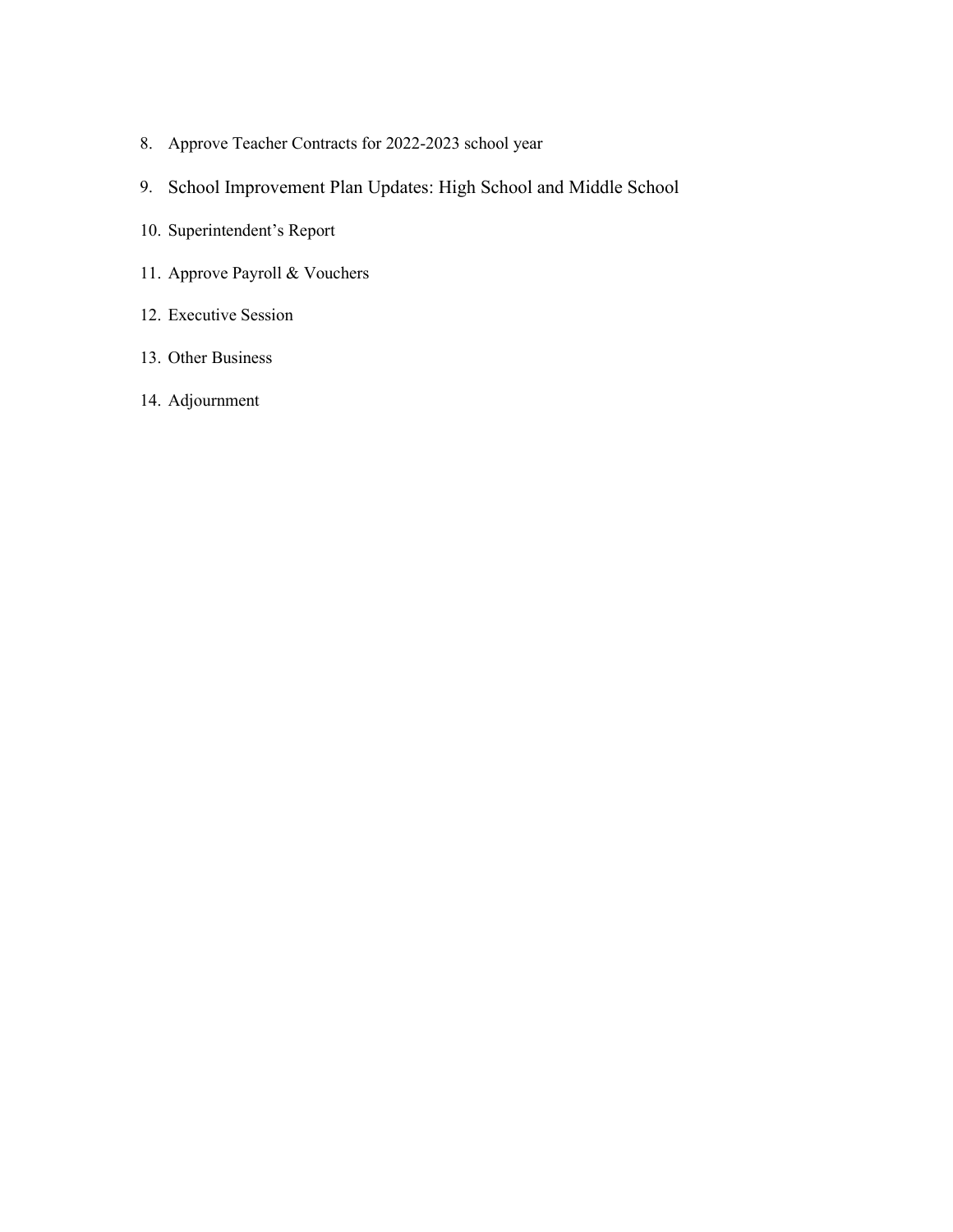8. Approve Teacher Contracts for 2022-2023 school year
9. School Improvement Plan Updates: High School and Middle School
10. Superintendent's Report
11. Approve Payroll & Vouchers
12. Executive Session
13. Other Business
14. Adjournment